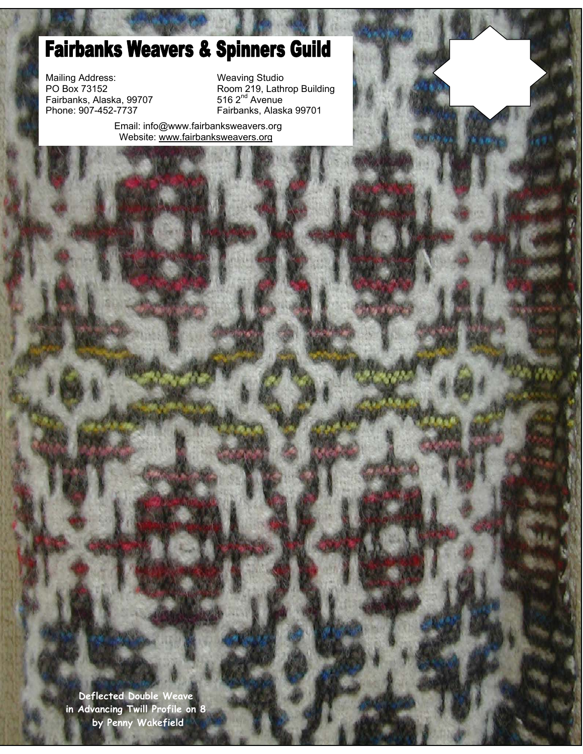# Fairbanks Weavers & Spinners Guild

Mailing Address:
PO Box 73152
Fairbanks, Alaska, 99707
Phone: 907-452-7737

Weaving Studio
Room 219, Lathrop Building
516 2nd Avenue
Fairbanks, Alaska 99701

Email: info@www.fairbanksweavers.org
Website: www.fairbanksweavers.org

**Deflected Double Weave in Advancing Twill Profile on 8 by Penny Wakefield**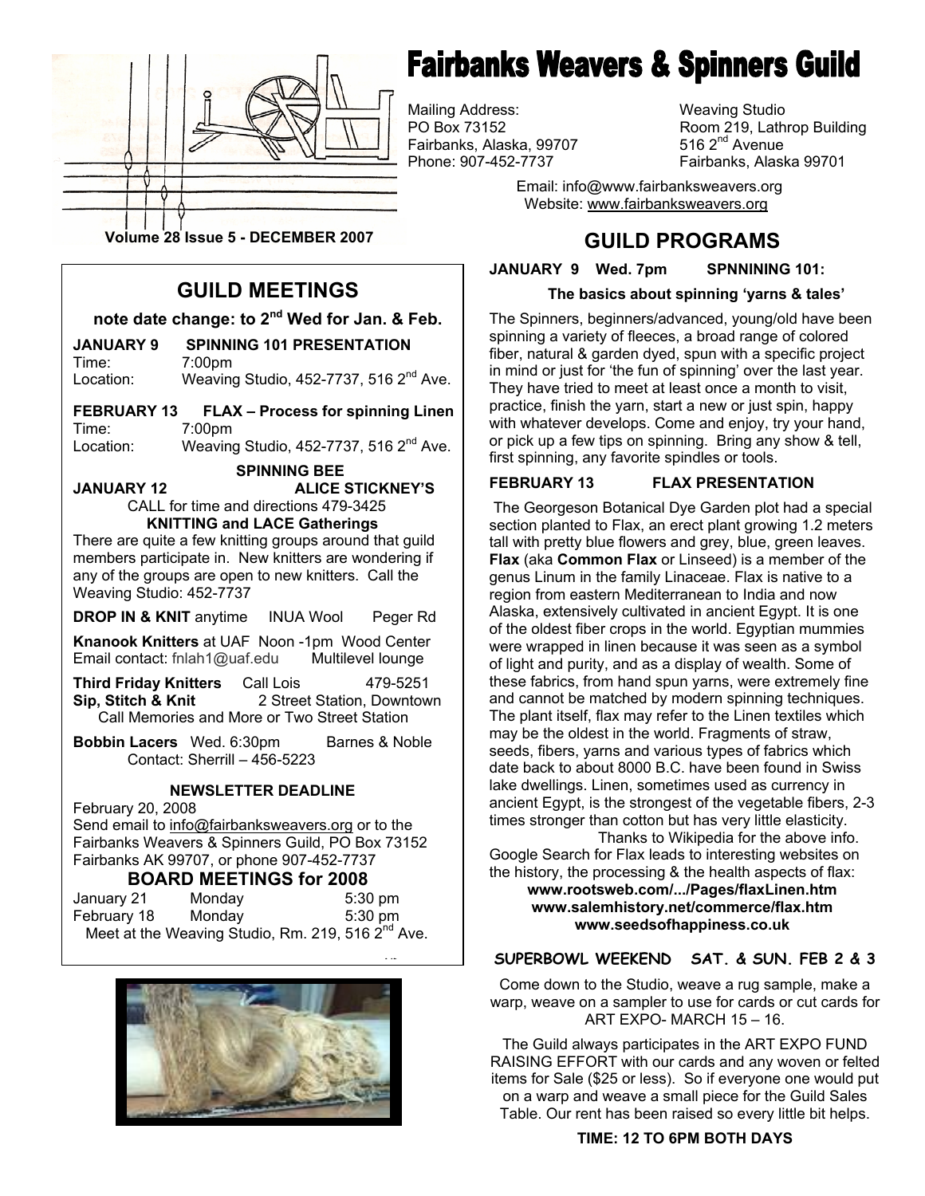# Fairbanks Weavers & Spinners Guild

Mailing Address:
PO Box 73152
Fairbanks, Alaska, 99707
Phone: 907-452-7737

Weaving Studio
Room 219, Lathrop Building
516 2nd Avenue
Fairbanks, Alaska 99701

Email: info@www.fairbanksweavers.org
Website: www.fairbanksweavers.org

Volume 28 Issue 5 - DECEMBER 2007

## GUILD MEETINGS

**note date change: to 2nd Wed for Jan. & Feb.**

**JANUARY 9 SPINNING 101 PRESENTATION**
Time: 7:00pm
Location: Weaving Studio, 452-7737, 516 2nd Ave.

**FEBRUARY 13 FLAX – Process for spinning Linen**
Time: 7:00pm
Location: Weaving Studio, 452-7737, 516 2nd Ave.

**SPINNING BEE**

**JANUARY 12 ALICE STICKNEY'S**

CALL for time and directions 479-3425

**KNITTING and LACE Gatherings**

There are quite a few knitting groups around that guild members participate in. New knitters are wondering if any of the groups are open to new knitters. Call the Weaving Studio: 452-7737

**DROP IN & KNIT** anytime INUA Wool Peger Rd

**Knanook Knitters** at UAF Noon -1pm Wood Center
Email contact: fnlah1@uaf.edu Multilevel lounge

**Third Friday Knitters** Call Lois 479-5251

**Sip, Stitch & Knit** 2 Street Station, Downtown
Call Memories and More or Two Street Station

**Bobbin Lacers** Wed. 6:30pm Barnes & Noble
Contact: Sherrill – 456-5223

**NEWSLETTER DEADLINE**

February 20, 2008
Send email to info@fairbanksweavers.org or to the Fairbanks Weavers & Spinners Guild, PO Box 73152 Fairbanks AK 99707, or phone 907-452-7737

### BOARD MEETINGS for 2008

| January 21 | Monday | 5:30 pm |
|---|---|---|
| February 18 | Monday | 5:30 pm |

Meet at the Weaving Studio, Rm. 219, 516 2nd Ave.

## GUILD PROGRAMS

**JANUARY 9 Wed. 7pm SPNNINING 101:**

**The basics about spinning 'yarns & tales'**

The Spinners, beginners/advanced, young/old have been spinning a variety of fleeces, a broad range of colored fiber, natural & garden dyed, spun with a specific project in mind or just for 'the fun of spinning' over the last year. They have tried to meet at least once a month to visit, practice, finish the yarn, start a new or just spin, happy with whatever develops. Come and enjoy, try your hand, or pick up a few tips on spinning. Bring any show & tell, first spinning, any favorite spindles or tools.

**FEBRUARY 13 FLAX PRESENTATION**

The Georgeson Botanical Dye Garden plot had a special section planted to Flax, an erect plant growing 1.2 meters tall with pretty blue flowers and grey, blue, green leaves. **Flax** (aka **Common Flax** or Linseed) is a member of the genus Linum in the family Linaceae. Flax is native to a region from eastern Mediterranean to India and now Alaska, extensively cultivated in ancient Egypt. It is one of the oldest fiber crops in the world. Egyptian mummies were wrapped in linen because it was seen as a symbol of light and purity, and as a display of wealth. Some of these fabrics, from hand spun yarns, were extremely fine and cannot be matched by modern spinning techniques. The plant itself, flax may refer to the Linen textiles which may be the oldest in the world. Fragments of straw, seeds, fibers, yarns and various types of fabrics which date back to about 8000 B.C. have been found in Swiss lake dwellings. Linen, sometimes used as currency in ancient Egypt, is the strongest of the vegetable fibers, 2-3 times stronger than cotton but has very little elasticity.

Thanks to Wikipedia for the above info.

Google Search for Flax leads to interesting websites on the history, the processing & the health aspects of flax:

**www.rootsweb.com/.../Pages/flaxLinen.htm**
**www.salemhistory.net/commerce/flax.htm**
**www.seedsofhappiness.co.uk**

**SUPERBOWL WEEKEND SAT. & SUN. FEB 2 & 3**

Come down to the Studio, weave a rug sample, make a warp, weave on a sampler to use for cards or cut cards for ART EXPO- MARCH 15 – 16.

The Guild always participates in the ART EXPO FUND RAISING EFFORT with our cards and any woven or felted items for Sale ($25 or less). So if everyone one would put on a warp and weave a small piece for the Guild Sales Table. Our rent has been raised so every little bit helps.

**TIME: 12 TO 6PM BOTH DAYS**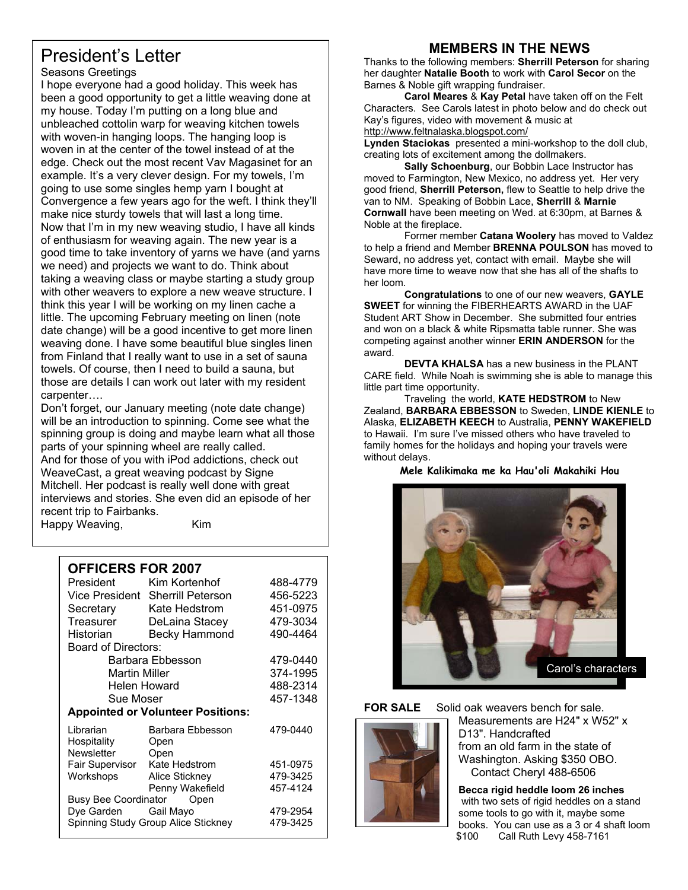# President's Letter

Seasons Greetings

I hope everyone had a good holiday. This week has been a good opportunity to get a little weaving done at my house. Today I'm putting on a long blue and unbleached cottolin warp for weaving kitchen towels with woven-in hanging loops. The hanging loop is woven in at the center of the towel instead of at the edge. Check out the most recent Vav Magasinet for an example. It's a very clever design. For my towels, I'm going to use some singles hemp yarn I bought at Convergence a few years ago for the weft. I think they'll make nice sturdy towels that will last a long time.

Now that I'm in my new weaving studio, I have all kinds of enthusiasm for weaving again. The new year is a good time to take inventory of yarns we have (and yarns we need) and projects we want to do. Think about taking a weaving class or maybe starting a study group with other weavers to explore a new weave structure. I think this year I will be working on my linen cache a little. The upcoming February meeting on linen (note date change) will be a good incentive to get more linen weaving done. I have some beautiful blue singles linen from Finland that I really want to use in a set of sauna towels. Of course, then I need to build a sauna, but those are details I can work out later with my resident carpenter….

Don't forget, our January meeting (note date change) will be an introduction to spinning. Come see what the spinning group is doing and maybe learn what all those parts of your spinning wheel are really called.

And for those of you with iPod addictions, check out WeaveCast, a great weaving podcast by Signe Mitchell. Her podcast is really well done with great interviews and stories. She even did an episode of her recent trip to Fairbanks.

Happy Weaving, Kim

## OFFICERS FOR 2007

| | | |
|---|---|---|
| President | Kim Kortenhof | 488-4779 |
| Vice President | Sherrill Peterson | 456-5223 |
| Secretary | Kate Hedstrom | 451-0975 |
| Treasurer | DeLaina Stacey | 479-3034 |
| Historian | Becky Hammond | 490-4464 |
| Board of Directors: | | |
| | Barbara Ebbesson | 479-0440 |
| | Martin Miller | 374-1995 |
| | Helen Howard | 488-2314 |
| | Sue Moser | 457-1348 |

**Appointed or Volunteer Positions:**

| | | |
|---|---|---|
| Librarian | Barbara Ebbesson | 479-0440 |
| Hospitality | Open | |
| Newsletter | Open | |
| Fair Supervisor | Kate Hedstrom | 451-0975 |
| Workshops | Alice Stickney | 479-3425 |
| | Penny Wakefield | 457-4124 |
| Busy Bee Coordinator | Open | |
| Dye Garden | Gail Mayo | 479-2954 |
| Spinning Study Group | Alice Stickney | 479-3425 |

## MEMBERS IN THE NEWS

Thanks to the following members: **Sherrill Peterson** for sharing her daughter **Natalie Booth** to work with **Carol Secor** on the Barnes & Noble gift wrapping fundraiser.

**Carol Meares** & **Kay Petal** have taken off on the Felt Characters. See Carols latest in photo below and do check out Kay's figures, video with movement & music at http://www.feltnalaska.blogspot.com/

**Lynden Staciokas** presented a mini-workshop to the doll club, creating lots of excitement among the dollmakers.

**Sally Schoenburg**, our Bobbin Lace Instructor has moved to Farmington, New Mexico, no address yet. Her very good friend, **Sherrill Peterson,** flew to Seattle to help drive the van to NM. Speaking of Bobbin Lace, **Sherrill** & **Marnie Cornwall** have been meeting on Wed. at 6:30pm, at Barnes & Noble at the fireplace.

Former member **Catana Woolery** has moved to Valdez to help a friend and Member **BRENNA POULSON** has moved to Seward, no address yet, contact with email. Maybe she will have more time to weave now that she has all of the shafts to her loom.

**Congratulations** to one of our new weavers, **GAYLE SWEET** for winning the FIBERHEARTS AWARD in the UAF Student ART Show in December. She submitted four entries and won on a black & white Ripsmatta table runner. She was competing against another winner **ERIN ANDERSON** for the award.

**DEVTA KHALSA** has a new business in the PLANT CARE field. While Noah is swimming she is able to manage this little part time opportunity.

Traveling the world, **KATE HEDSTROM** to New Zealand, **BARBARA EBBESSON** to Sweden, **LINDE KIENLE** to Alaska, **ELIZABETH KEECH** to Australia, **PENNY WAKEFIELD** to Hawaii. I'm sure I've missed others who have traveled to family homes for the holidays and hoping your travels were without delays.

**Mele Kalikimaka me ka Hau'oli Makahiki Hou**

Carol's characters

**FOR SALE** Solid oak weavers bench for sale. Measurements are H24" x W52" x D13". Handcrafted from an old farm in the state of Washington. Asking $350 OBO. Contact Cheryl 488-6506

**Becca rigid heddle loom 26 inches** with two sets of rigid heddles on a stand some tools to go with it, maybe some books. You can use as a 3 or 4 shaft loom $100 Call Ruth Levy 458-7161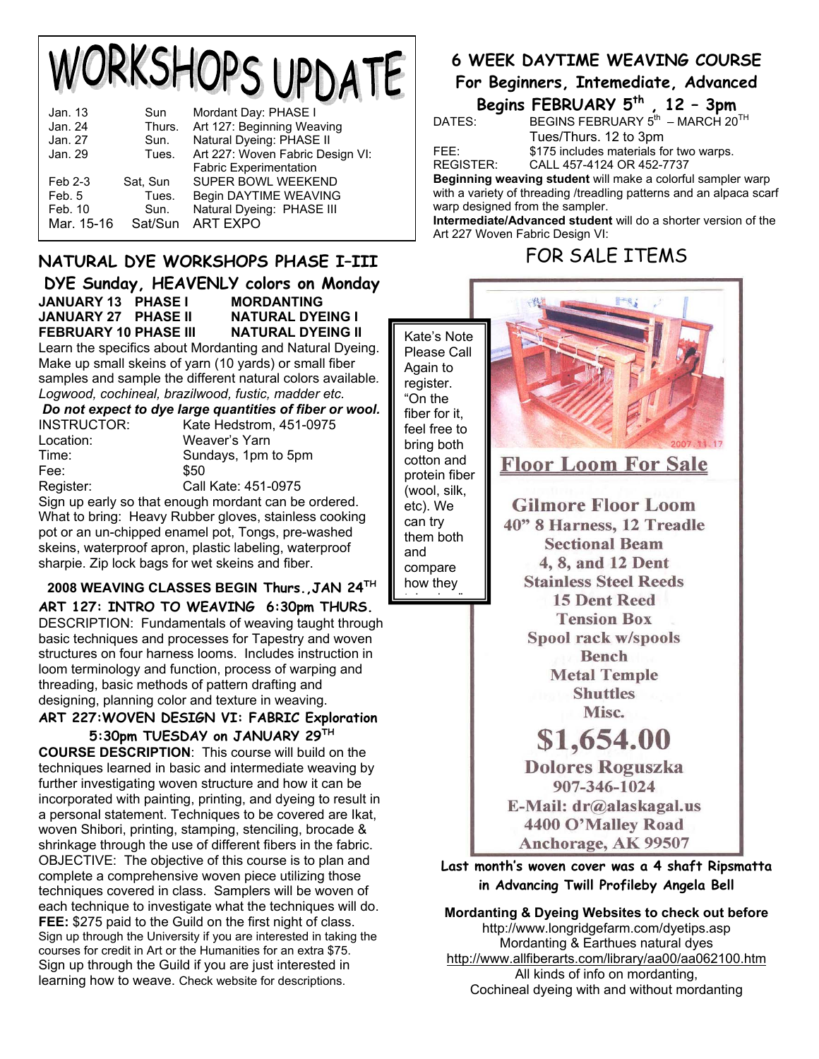# WORKSHOPS UPDATE

| | | |
|---|---|---|
| Jan. 13 | Sun | Mordant Day: PHASE I |
| Jan. 24 | Thurs. | Art 127: Beginning Weaving |
| Jan. 27 | Sun. | Natural Dyeing: PHASE II |
| Jan. 29 | Tues. | Art 227: Woven Fabric Design VI: Fabric Experimentation |
| Feb 2-3 | Sat, Sun | SUPER BOWL WEEKEND |
| Feb. 5 | Tues. | Begin DAYTIME WEAVING |
| Feb. 10 | Sun. | Natural Dyeing: PHASE III |
| Mar. 15-16 | Sat/Sun | ART EXPO |

## NATURAL DYE WORKSHOPS PHASE I–III

### DYE Sunday, HEAVENLY colors on Monday

**JANUARY 13 PHASE I — MORDANTING**
**JANUARY 27 PHASE II — NATURAL DYEING I**
**FEBRUARY 10 PHASE III — NATURAL DYEING II**

Learn the specifics about Mordanting and Natural Dyeing. Make up small skeins of yarn (10 yards) or small fiber samples and sample the different natural colors available. *Logwood, cochineal, brazilwood, fustic, madder etc.*

***Do not expect to dye large quantities of fiber or wool.***

INSTRUCTOR: Kate Hedstrom, 451-0975
Location: Weaver's Yarn
Time: Sundays, 1pm to 5pm
Fee: $50
Register: Call Kate: 451-0975

Sign up early so that enough mordant can be ordered. What to bring: Heavy Rubber gloves, stainless cooking pot or an un-chipped enamel pot, Tongs, pre-washed skeins, waterproof apron, plastic labeling, waterproof sharpie. Zip lock bags for wet skeins and fiber.

Kate's Note Please Call Again to register. "On the fiber for it, feel free to bring both cotton and protein fiber (wool, silk, etc). We can try them both and compare how they

### 2008 WEAVING CLASSES BEGIN Thurs., JAN 24TH

### ART 127: INTRO TO WEAVING 6:30pm THURS.

DESCRIPTION: Fundamentals of weaving taught through basic techniques and processes for Tapestry and woven structures on four harness looms. Includes instruction in loom terminology and function, process of warping and threading, basic methods of pattern drafting and designing, planning color and texture in weaving.

### ART 227:WOVEN DESIGN VI: FABRIC Exploration 5:30pm TUESDAY on JANUARY 29TH

**COURSE DESCRIPTION**: This course will build on the techniques learned in basic and intermediate weaving by further investigating woven structure and how it can be incorporated with painting, printing, and dyeing to result in a personal statement. Techniques to be covered are Ikat, woven Shibori, printing, stamping, stenciling, brocade & shrinkage through the use of different fibers in the fabric. OBJECTIVE: The objective of this course is to plan and complete a comprehensive woven piece utilizing those techniques covered in class. Samplers will be woven of each technique to investigate what the techniques will do.
**FEE:** $275 paid to the Guild on the first night of class. Sign up through the University if you are interested in taking the courses for credit in Art or the Humanities for an extra $75. Sign up through the Guild if you are just interested in learning how to weave. Check website for descriptions.

## 6 WEEK DAYTIME WEAVING COURSE

### For Beginners, Intemediate, Advanced

### Begins FEBRUARY 5th, 12 – 3pm

DATES: BEGINS FEBRUARY 5th – MARCH 20TH
Tues/Thurs. 12 to 3pm
FEE: $175 includes materials for two warps.
REGISTER: CALL 457-4124 OR 452-7737

**Beginning weaving student** will make a colorful sampler warp with a variety of threading /treadling patterns and an alpaca scarf warp designed from the sampler.
**Intermediate/Advanced student** will do a shorter version of the Art 227 Woven Fabric Design VI:

## FOR SALE ITEMS

**Floor Loom For Sale**

**Gilmore Floor Loom**
**40" 8 Harness, 12 Treadle**
**Sectional Beam**
**4, 8, and 12 Dent**
**Stainless Steel Reeds**
**15 Dent Reed**
**Tension Box**
**Spool rack w/spools**
**Bench**
**Metal Temple**
**Shuttles**
**Misc.**

**$1,654.00**

**Dolores Roguszka**
**907-346-1024**
**E-Mail: dr@alaskagal.us**
**4400 O'Malley Road**
**Anchorage, AK 99507**

**Last month's woven cover was a 4 shaft Ripsmatta in Advancing Twill Profileby Angela Bell**

**Mordanting & Dyeing Websites to check out before**
http://www.longridgefarm.com/dyetips.asp
Mordanting & Earthues natural dyes
http://www.allfiberarts.com/library/aa00/aa062100.htm
All kinds of info on mordanting,
Cochineal dyeing with and without mordanting